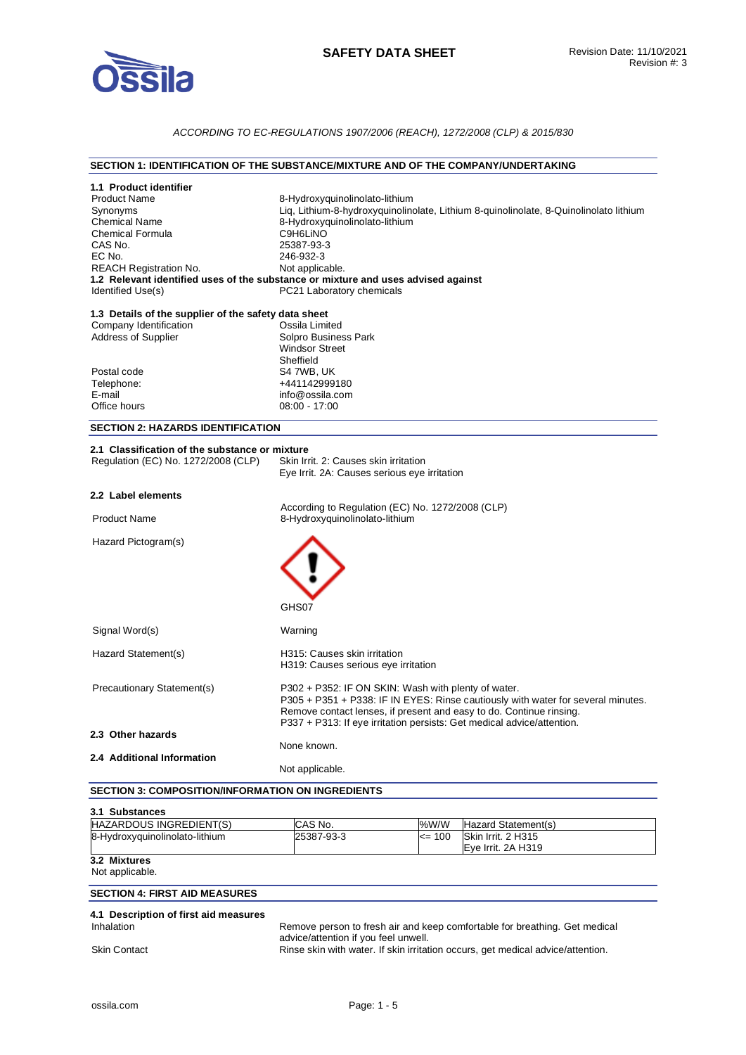# SAFETY DATA SHEET

Revision Date: 11/10/2021
Revision #: 3

*ACCORDING TO EC-REGULATIONS 1907/2006 (REACH), 1272/2008 (CLP) & 2015/830*

## SECTION 1: IDENTIFICATION OF THE SUBSTANCE/MIXTURE AND OF THE COMPANY/UNDERTAKING

### 1.1 Product identifier

| | |
|---|---|
| Product Name | 8-Hydroxyquinolinolato-lithium |
| Synonyms | Liq, Lithium-8-hydroxyquinolinolate, Lithium 8-quinolinolate, 8-Quinolinolato lithium |
| Chemical Name | 8-Hydroxyquinolinolato-lithium |
| Chemical Formula | C9H6LiNO |
| CAS No. | 25387-93-3 |
| EC No. | 246-932-3 |
| REACH Registration No. | Not applicable. |

### 1.2 Relevant identified uses of the substance or mixture and uses advised against

| | |
|---|---|
| Identified Use(s) | PC21 Laboratory chemicals |

### 1.3 Details of the supplier of the safety data sheet

| | |
|---|---|
| Company Identification | Ossila Limited |
| Address of Supplier | Solpro Business Park<br>Windsor Street<br>Sheffield |
| Postal code | S4 7WB, UK |
| Telephone: | +441142999180 |
| E-mail | info@ossila.com |
| Office hours | 08:00 - 17:00 |

## SECTION 2: HAZARDS IDENTIFICATION

### 2.1 Classification of the substance or mixture

| | |
|---|---|
| Regulation (EC) No. 1272/2008 (CLP) | Skin Irrit. 2: Causes skin irritation<br>Eye Irrit. 2A: Causes serious eye irritation |

### 2.2 Label elements

According to Regulation (EC) No. 1272/2008 (CLP)

| | |
|---|---|
| Product Name | 8-Hydroxyquinolinolato-lithium |
| Hazard Pictogram(s) | GHS07 |
| Signal Word(s) | Warning |
| Hazard Statement(s) | H315: Causes skin irritation<br>H319: Causes serious eye irritation |
| Precautionary Statement(s) | P302 + P352: IF ON SKIN: Wash with plenty of water.<br>P305 + P351 + P338: IF IN EYES: Rinse cautiously with water for several minutes. Remove contact lenses, if present and easy to do. Continue rinsing.<br>P337 + P313: If eye irritation persists: Get medical advice/attention. |

### 2.3 Other hazards

None known.

### 2.4 Additional Information

Not applicable.

## SECTION 3: COMPOSITION/INFORMATION ON INGREDIENTS

### 3.1 Substances

| HAZARDOUS INGREDIENT(S) | CAS No. | %W/W | Hazard Statement(s) |
|---|---|---|---|
| 8-Hydroxyquinolinolato-lithium | 25387-93-3 | <= 100 | Skin Irrit. 2 H315<br>Eye Irrit. 2A H319 |

### 3.2 Mixtures

Not applicable.

## SECTION 4: FIRST AID MEASURES

### 4.1 Description of first aid measures

| | |
|---|---|
| Inhalation | Remove person to fresh air and keep comfortable for breathing. Get medical advice/attention if you feel unwell. |
| Skin Contact | Rinse skin with water. If skin irritation occurs, get medical advice/attention. |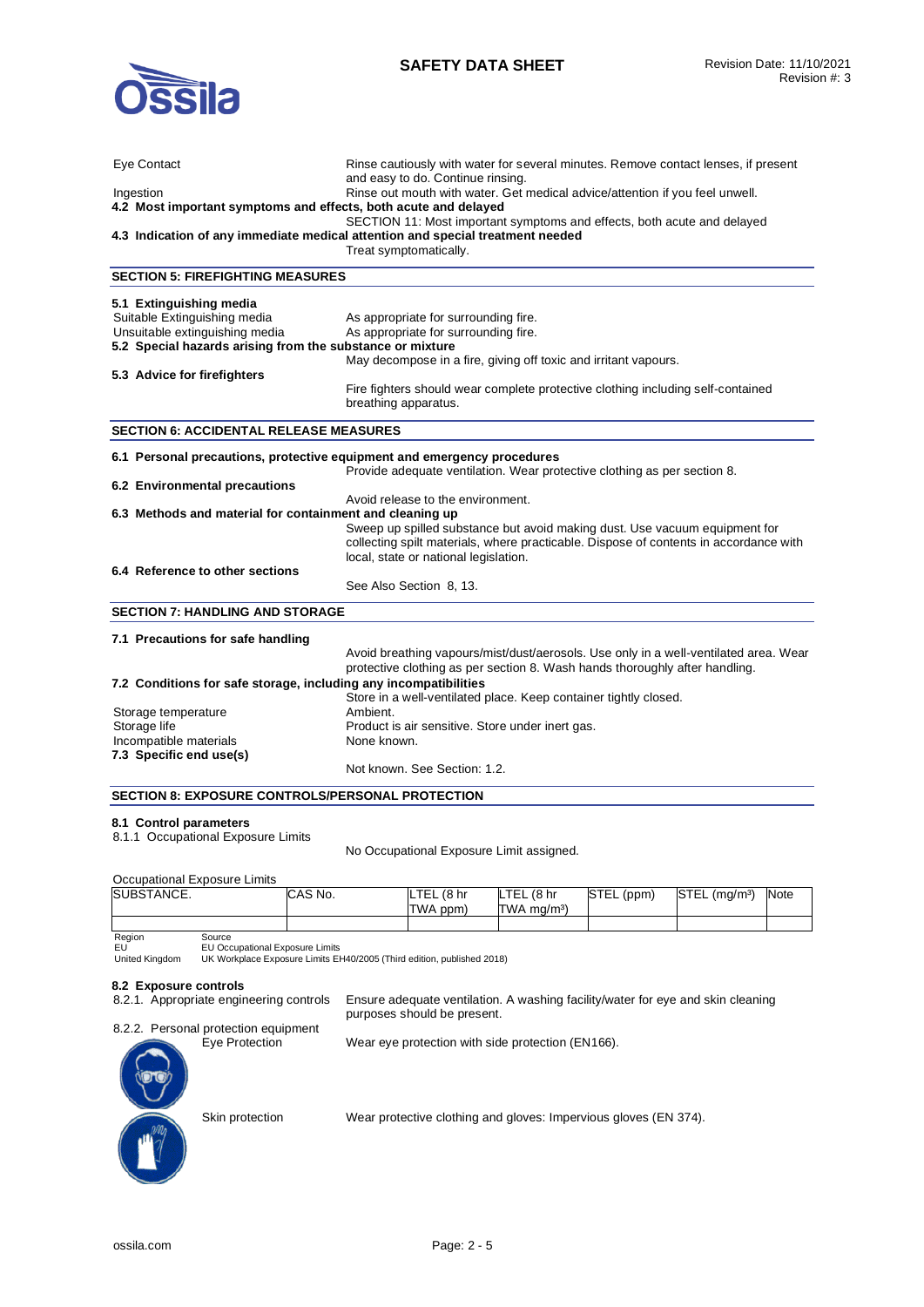Eye Contact — Rinse cautiously with water for several minutes. Remove contact lenses, if present and easy to do. Continue rinsing.

Ingestion — Rinse out mouth with water. Get medical advice/attention if you feel unwell.

**4.2 Most important symptoms and effects, both acute and delayed**

SECTION 11: Most important symptoms and effects, both acute and delayed

**4.3 Indication of any immediate medical attention and special treatment needed**

Treat symptomatically.

## SECTION 5: FIREFIGHTING MEASURES

**5.1 Extinguishing media**

Suitable Extinguishing media — As appropriate for surrounding fire.

Unsuitable extinguishing media — As appropriate for surrounding fire.

**5.2 Special hazards arising from the substance or mixture**

May decompose in a fire, giving off toxic and irritant vapours.

**5.3 Advice for firefighters**

Fire fighters should wear complete protective clothing including self-contained breathing apparatus.

## SECTION 6: ACCIDENTAL RELEASE MEASURES

**6.1 Personal precautions, protective equipment and emergency procedures**

Provide adequate ventilation. Wear protective clothing as per section 8.

**6.2 Environmental precautions**

Avoid release to the environment.

**6.3 Methods and material for containment and cleaning up**

Sweep up spilled substance but avoid making dust. Use vacuum equipment for collecting spilt materials, where practicable. Dispose of contents in accordance with local, state or national legislation.

**6.4 Reference to other sections**

See Also Section 8, 13.

## SECTION 7: HANDLING AND STORAGE

**7.1 Precautions for safe handling**

Avoid breathing vapours/mist/dust/aerosols. Use only in a well-ventilated area. Wear protective clothing as per section 8. Wash hands thoroughly after handling.

**7.2 Conditions for safe storage, including any incompatibilities**

Store in a well-ventilated place. Keep container tightly closed.

Storage temperature — Ambient.

Storage life — Product is air sensitive. Store under inert gas.

Incompatible materials — None known.

**7.3 Specific end use(s)**

Not known. See Section: 1.2.

## SECTION 8: EXPOSURE CONTROLS/PERSONAL PROTECTION

**8.1 Control parameters**

8.1.1 Occupational Exposure Limits

No Occupational Exposure Limit assigned.

Occupational Exposure Limits

| SUBSTANCE. | CAS No. | LTEL (8 hr TWA ppm) | LTEL (8 hr TWA mg/m³) | STEL (ppm) | STEL (mg/m³) | Note |
|---|---|---|---|---|---|---|
| | | | | | | |

| Region | Source |
|---|---|
| EU | EU Occupational Exposure Limits |
| United Kingdom | UK Workplace Exposure Limits EH40/2005 (Third edition, published 2018) |

**8.2 Exposure controls**

8.2.1. Appropriate engineering controls — Ensure adequate ventilation. A washing facility/water for eye and skin cleaning purposes should be present.

8.2.2. Personal protection equipment

Eye Protection — Wear eye protection with side protection (EN166).

Skin protection — Wear protective clothing and gloves: Impervious gloves (EN 374).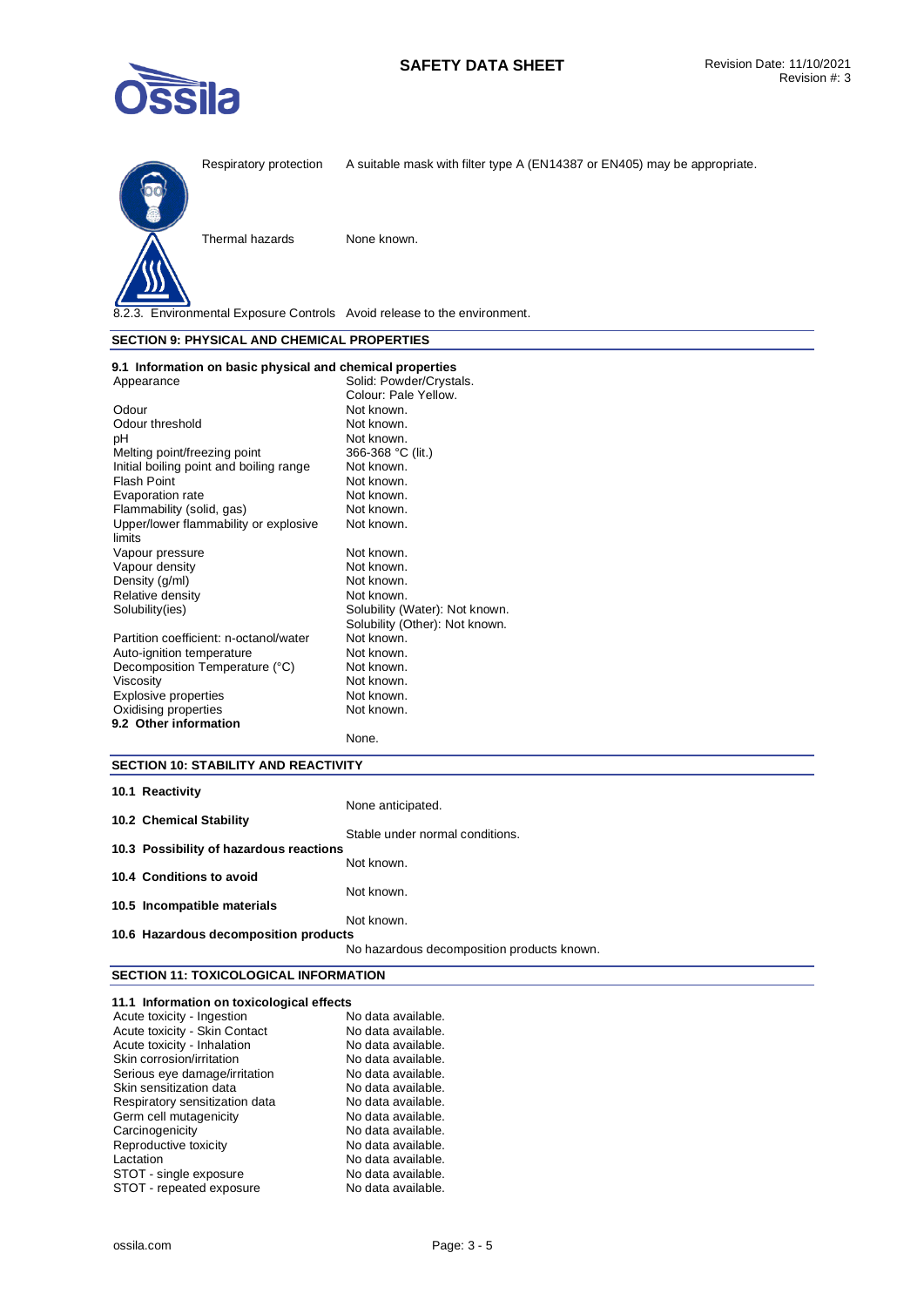| | |
|---|---|
| Respiratory protection | A suitable mask with filter type A (EN14387 or EN405) may be appropriate. |
| Thermal hazards | None known. |

8.2.3. Environmental Exposure Controls Avoid release to the environment.

## SECTION 9: PHYSICAL AND CHEMICAL PROPERTIES

### 9.1 Information on basic physical and chemical properties

| | |
|---|---|
| Appearance | Solid: Powder/Crystals.<br>Colour: Pale Yellow. |
| Odour | Not known. |
| Odour threshold | Not known. |
| pH | Not known. |
| Melting point/freezing point | 366-368 °C (lit.) |
| Initial boiling point and boiling range | Not known. |
| Flash Point | Not known. |
| Evaporation rate | Not known. |
| Flammability (solid, gas) | Not known. |
| Upper/lower flammability or explosive limits | Not known. |
| Vapour pressure | Not known. |
| Vapour density | Not known. |
| Density (g/ml) | Not known. |
| Relative density | Not known. |
| Solubility(ies) | Solubility (Water): Not known.<br>Solubility (Other): Not known. |
| Partition coefficient: n-octanol/water | Not known. |
| Auto-ignition temperature | Not known. |
| Decomposition Temperature (°C) | Not known. |
| Viscosity | Not known. |
| Explosive properties | Not known. |
| Oxidising properties | Not known. |

### 9.2 Other information

None.

## SECTION 10: STABILITY AND REACTIVITY

**10.1 Reactivity**

None anticipated.

**10.2 Chemical Stability**

Stable under normal conditions.

**10.3 Possibility of hazardous reactions**

Not known.

**10.4 Conditions to avoid**

Not known.

**10.5 Incompatible materials**

Not known.

**10.6 Hazardous decomposition products**

No hazardous decomposition products known.

## SECTION 11: TOXICOLOGICAL INFORMATION

### 11.1 Information on toxicological effects

| | |
|---|---|
| Acute toxicity - Ingestion | No data available. |
| Acute toxicity - Skin Contact | No data available. |
| Acute toxicity - Inhalation | No data available. |
| Skin corrosion/irritation | No data available. |
| Serious eye damage/irritation | No data available. |
| Skin sensitization data | No data available. |
| Respiratory sensitization data | No data available. |
| Germ cell mutagenicity | No data available. |
| Carcinogenicity | No data available. |
| Reproductive toxicity | No data available. |
| Lactation | No data available. |
| STOT - single exposure | No data available. |
| STOT - repeated exposure | No data available. |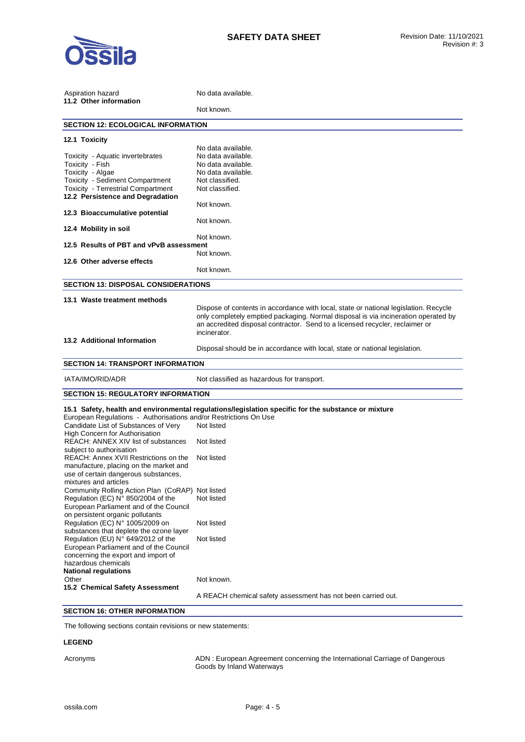| | |
|---|---|
| Aspiration hazard | No data available. |

**11.2 Other information**

Not known.

## SECTION 12: ECOLOGICAL INFORMATION

**12.1 Toxicity**

| | |
|---|---|
| | No data available. |
| Toxicity - Aquatic invertebrates | No data available. |
| Toxicity - Fish | No data available. |
| Toxicity - Algae | No data available. |
| Toxicity - Sediment Compartment | Not classified. |
| Toxicity - Terrestrial Compartment | Not classified. |

**12.2 Persistence and Degradation**

Not known.

**12.3 Bioaccumulative potential**

Not known.

**12.4 Mobility in soil**

Not known.

**12.5 Results of PBT and vPvB assessment**

Not known.

**12.6 Other adverse effects**

Not known.

## SECTION 13: DISPOSAL CONSIDERATIONS

**13.1 Waste treatment methods**

Dispose of contents in accordance with local, state or national legislation. Recycle only completely emptied packaging. Normal disposal is via incineration operated by an accredited disposal contractor. Send to a licensed recycler, reclaimer or incinerator.

**13.2 Additional Information**

Disposal should be in accordance with local, state or national legislation.

## SECTION 14: TRANSPORT INFORMATION

| | |
|---|---|
| IATA/IMO/RID/ADR | Not classified as hazardous for transport. |

## SECTION 15: REGULATORY INFORMATION

**15.1 Safety, health and environmental regulations/legislation specific for the substance or mixture**

European Regulations - Authorisations and/or Restrictions On Use

| | |
|---|---|
| Candidate List of Substances of Very High Concern for Authorisation | Not listed |
| REACH: ANNEX XIV list of substances subject to authorisation | Not listed |
| REACH: Annex XVII Restrictions on the manufacture, placing on the market and use of certain dangerous substances, mixtures and articles | Not listed |
| Community Rolling Action Plan (CoRAP) | Not listed |
| Regulation (EC) N° 850/2004 of the European Parliament and of the Council on persistent organic pollutants | Not listed |
| Regulation (EC) N° 1005/2009 on substances that deplete the ozone layer | Not listed |
| Regulation (EU) N° 649/2012 of the European Parliament and of the Council concerning the export and import of hazardous chemicals | Not listed |

**National regulations**

| | |
|---|---|
| Other | Not known. |

**15.2 Chemical Safety Assessment**

A REACH chemical safety assessment has not been carried out.

## SECTION 16: OTHER INFORMATION

The following sections contain revisions or new statements:

**LEGEND**

| | |
|---|---|
| Acronyms | ADN : European Agreement concerning the International Carriage of Dangerous Goods by Inland Waterways |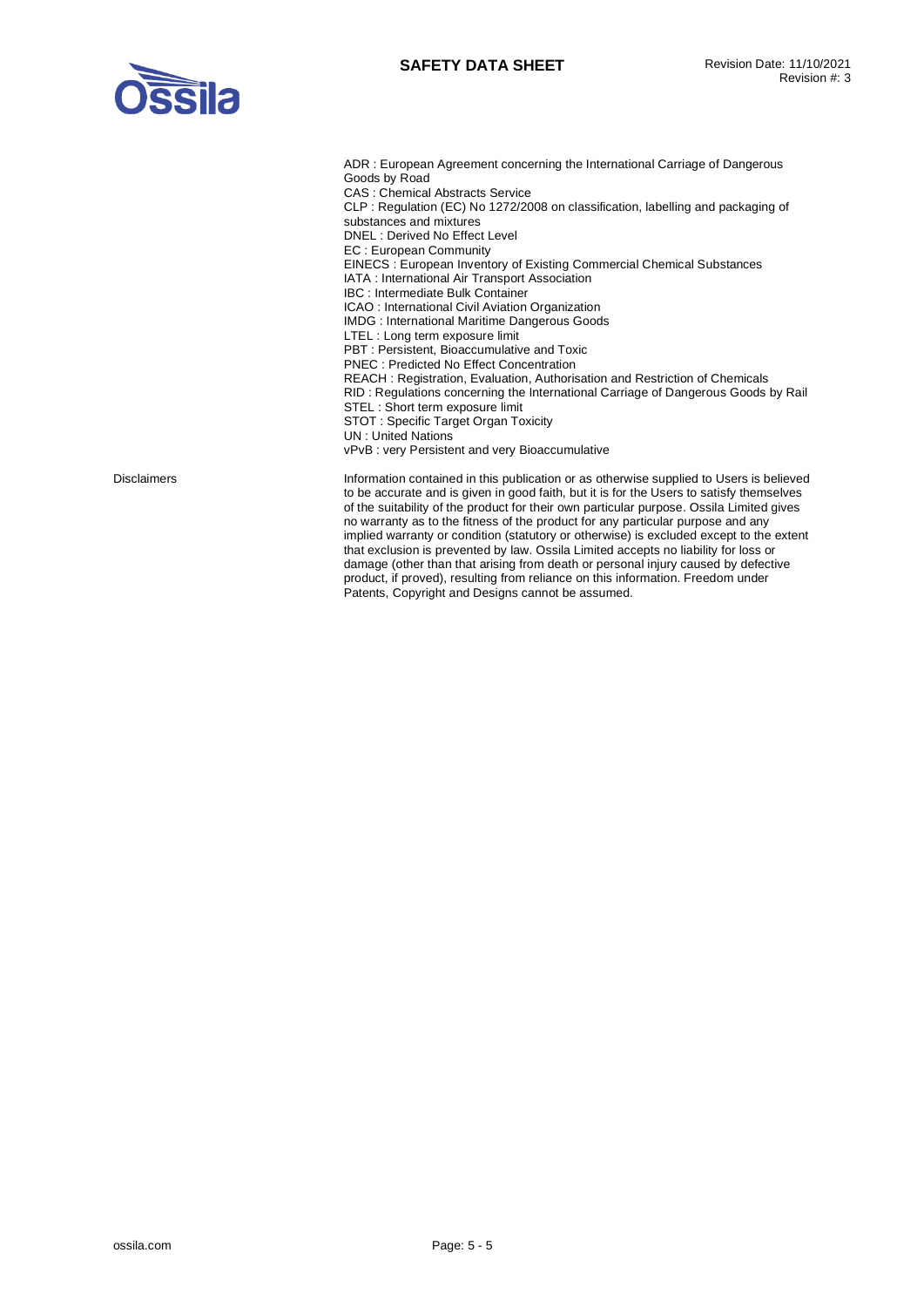ADR : European Agreement concerning the International Carriage of Dangerous Goods by Road
CAS : Chemical Abstracts Service
CLP : Regulation (EC) No 1272/2008 on classification, labelling and packaging of substances and mixtures
DNEL : Derived No Effect Level
EC : European Community
EINECS : European Inventory of Existing Commercial Chemical Substances
IATA : International Air Transport Association
IBC : Intermediate Bulk Container
ICAO : International Civil Aviation Organization
IMDG : International Maritime Dangerous Goods
LTEL : Long term exposure limit
PBT : Persistent, Bioaccumulative and Toxic
PNEC : Predicted No Effect Concentration
REACH : Registration, Evaluation, Authorisation and Restriction of Chemicals
RID : Regulations concerning the International Carriage of Dangerous Goods by Rail
STEL : Short term exposure limit
STOT : Specific Target Organ Toxicity
UN : United Nations
vPvB : very Persistent and very Bioaccumulative

**Disclaimers**

Information contained in this publication or as otherwise supplied to Users is believed to be accurate and is given in good faith, but it is for the Users to satisfy themselves of the suitability of the product for their own particular purpose. Ossila Limited gives no warranty as to the fitness of the product for any particular purpose and any implied warranty or condition (statutory or otherwise) is excluded except to the extent that exclusion is prevented by law. Ossila Limited accepts no liability for loss or damage (other than that arising from death or personal injury caused by defective product, if proved), resulting from reliance on this information. Freedom under Patents, Copyright and Designs cannot be assumed.